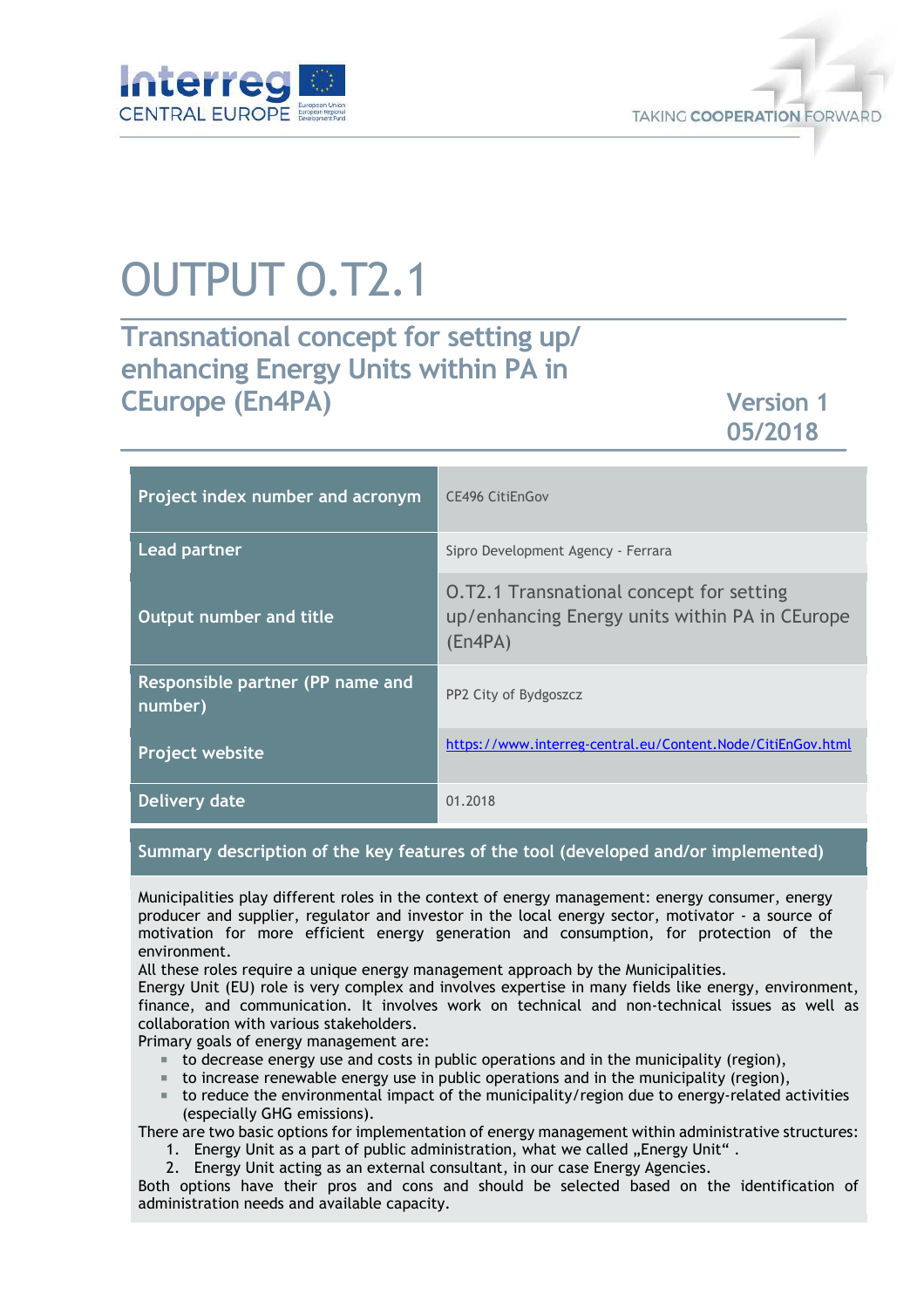# OUTPUT O.T2.1

## Transnational concept for setting up/ enhancing Energy Units within PA in CEurope (En4PA)

**Version 1**
**05/2018**

| Project index number and acronym | CE496 CitiEnGov |
|---|---|
| Lead partner | Sipro Development Agency - Ferrara |
| Output number and title | O.T2.1 Transnational concept for setting up/enhancing Energy units within PA in CEurope (En4PA) |
| Responsible partner (PP name and number) | PP2 City of Bydgoszcz |
| Project website | https://www.interreg-central.eu/Content.Node/CitiEnGov.html |
| Delivery date | 01.2018 |

**Summary description of the key features of the tool (developed and/or implemented)**

Municipalities play different roles in the context of energy management: energy consumer, energy producer and supplier, regulator and investor in the local energy sector, motivator - a source of motivation for more efficient energy generation and consumption, for protection of the environment.

All these roles require a unique energy management approach by the Municipalities.

Energy Unit (EU) role is very complex and involves expertise in many fields like energy, environment, finance, and communication. It involves work on technical and non-technical issues as well as collaboration with various stakeholders.

Primary goals of energy management are:

- to decrease energy use and costs in public operations and in the municipality (region),
- to increase renewable energy use in public operations and in the municipality (region),
- to reduce the environmental impact of the municipality/region due to energy-related activities (especially GHG emissions).

There are two basic options for implementation of energy management within administrative structures:

1. Energy Unit as a part of public administration, what we called „Energy Unit“ .
2. Energy Unit acting as an external consultant, in our case Energy Agencies.

Both options have their pros and cons and should be selected based on the identification of administration needs and available capacity.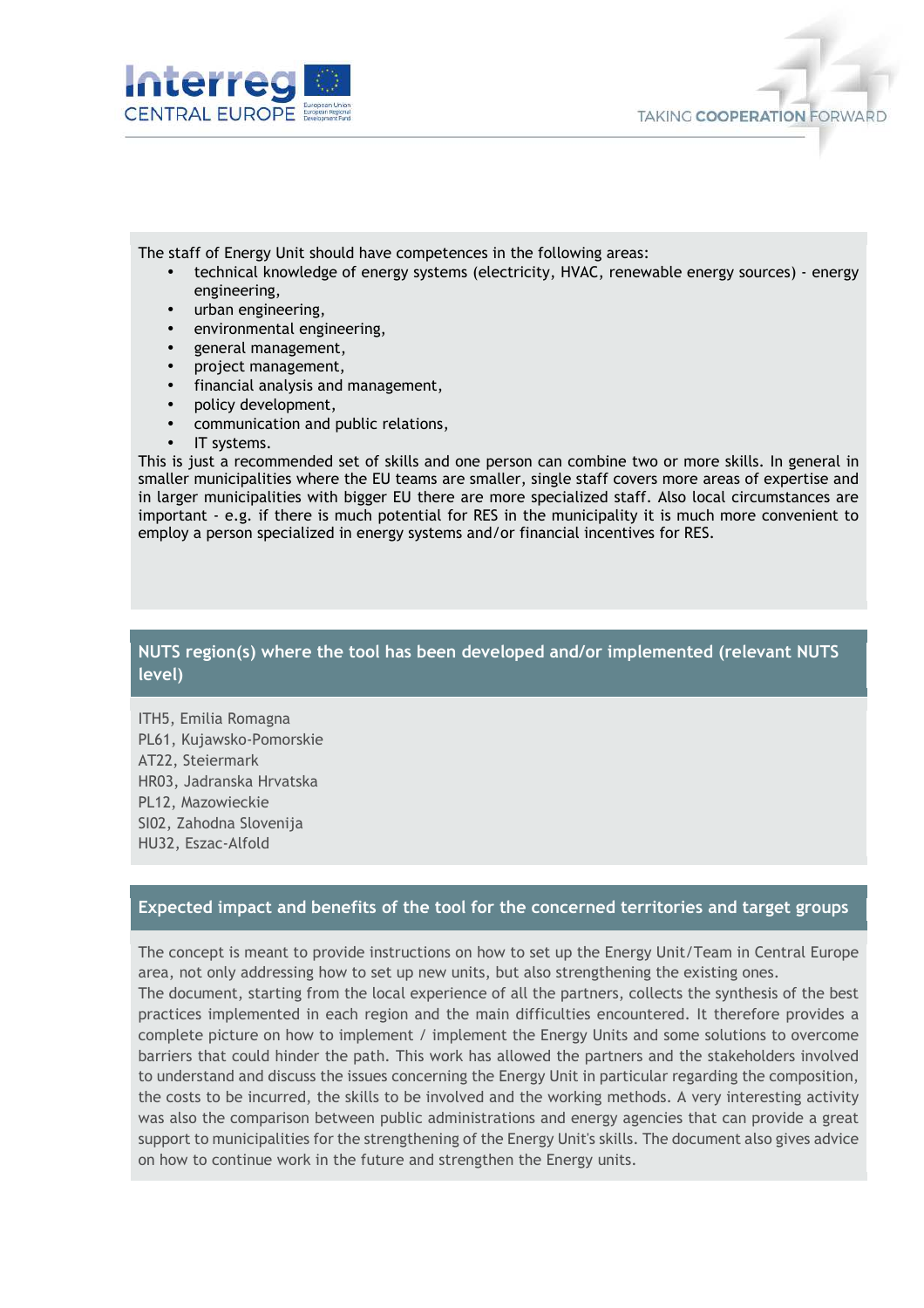The staff of Energy Unit should have competences in the following areas:

- technical knowledge of energy systems (electricity, HVAC, renewable energy sources) - energy engineering,
- urban engineering,
- environmental engineering,
- general management,
- project management,
- financial analysis and management,
- policy development,
- communication and public relations,
- IT systems.

This is just a recommended set of skills and one person can combine two or more skills. In general in smaller municipalities where the EU teams are smaller, single staff covers more areas of expertise and in larger municipalities with bigger EU there are more specialized staff. Also local circumstances are important - e.g. if there is much potential for RES in the municipality it is much more convenient to employ a person specialized in energy systems and/or financial incentives for RES.

## NUTS region(s) where the tool has been developed and/or implemented (relevant NUTS level)

ITH5, Emilia Romagna
PL61, Kujawsko-Pomorskie
AT22, Steiermark
HR03, Jadranska Hrvatska
PL12, Mazowieckie
SI02, Zahodna Slovenija
HU32, Eszac-Alfold

## Expected impact and benefits of the tool for the concerned territories and target groups

The concept is meant to provide instructions on how to set up the Energy Unit/Team in Central Europe area, not only addressing how to set up new units, but also strengthening the existing ones.
The document, starting from the local experience of all the partners, collects the synthesis of the best practices implemented in each region and the main difficulties encountered. It therefore provides a complete picture on how to implement / implement the Energy Units and some solutions to overcome barriers that could hinder the path. This work has allowed the partners and the stakeholders involved to understand and discuss the issues concerning the Energy Unit in particular regarding the composition, the costs to be incurred, the skills to be involved and the working methods. A very interesting activity was also the comparison between public administrations and energy agencies that can provide a great support to municipalities for the strengthening of the Energy Unit's skills. The document also gives advice on how to continue work in the future and strengthen the Energy units.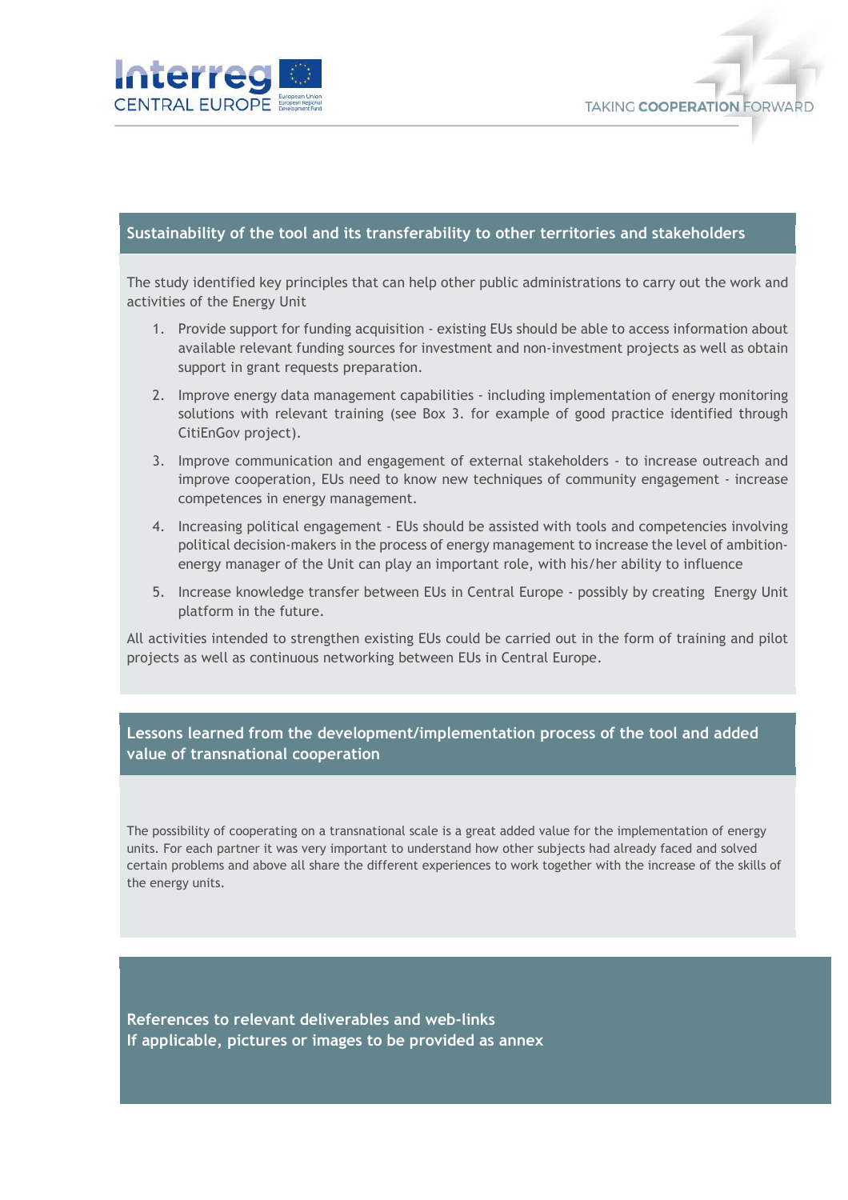## Sustainability of the tool and its transferability to other territories and stakeholders

The study identified key principles that can help other public administrations to carry out the work and activities of the Energy Unit

1. Provide support for funding acquisition - existing EUs should be able to access information about available relevant funding sources for investment and non-investment projects as well as obtain support in grant requests preparation.
2. Improve energy data management capabilities - including implementation of energy monitoring solutions with relevant training (see Box 3. for example of good practice identified through CitiEnGov project).
3. Improve communication and engagement of external stakeholders - to increase outreach and improve cooperation, EUs need to know new techniques of community engagement - increase competences in energy management.
4. Increasing political engagement - EUs should be assisted with tools and competencies involving political decision-makers in the process of energy management to increase the level of ambition-energy manager of the Unit can play an important role, with his/her ability to influence
5. Increase knowledge transfer between EUs in Central Europe - possibly by creating Energy Unit platform in the future.

All activities intended to strengthen existing EUs could be carried out in the form of training and pilot projects as well as continuous networking between EUs in Central Europe.

## Lessons learned from the development/implementation process of the tool and added value of transnational cooperation

The possibility of cooperating on a transnational scale is a great added value for the implementation of energy units. For each partner it was very important to understand how other subjects had already faced and solved certain problems and above all share the different experiences to work together with the increase of the skills of the energy units.

## References to relevant deliverables and web-links

## If applicable, pictures or images to be provided as annex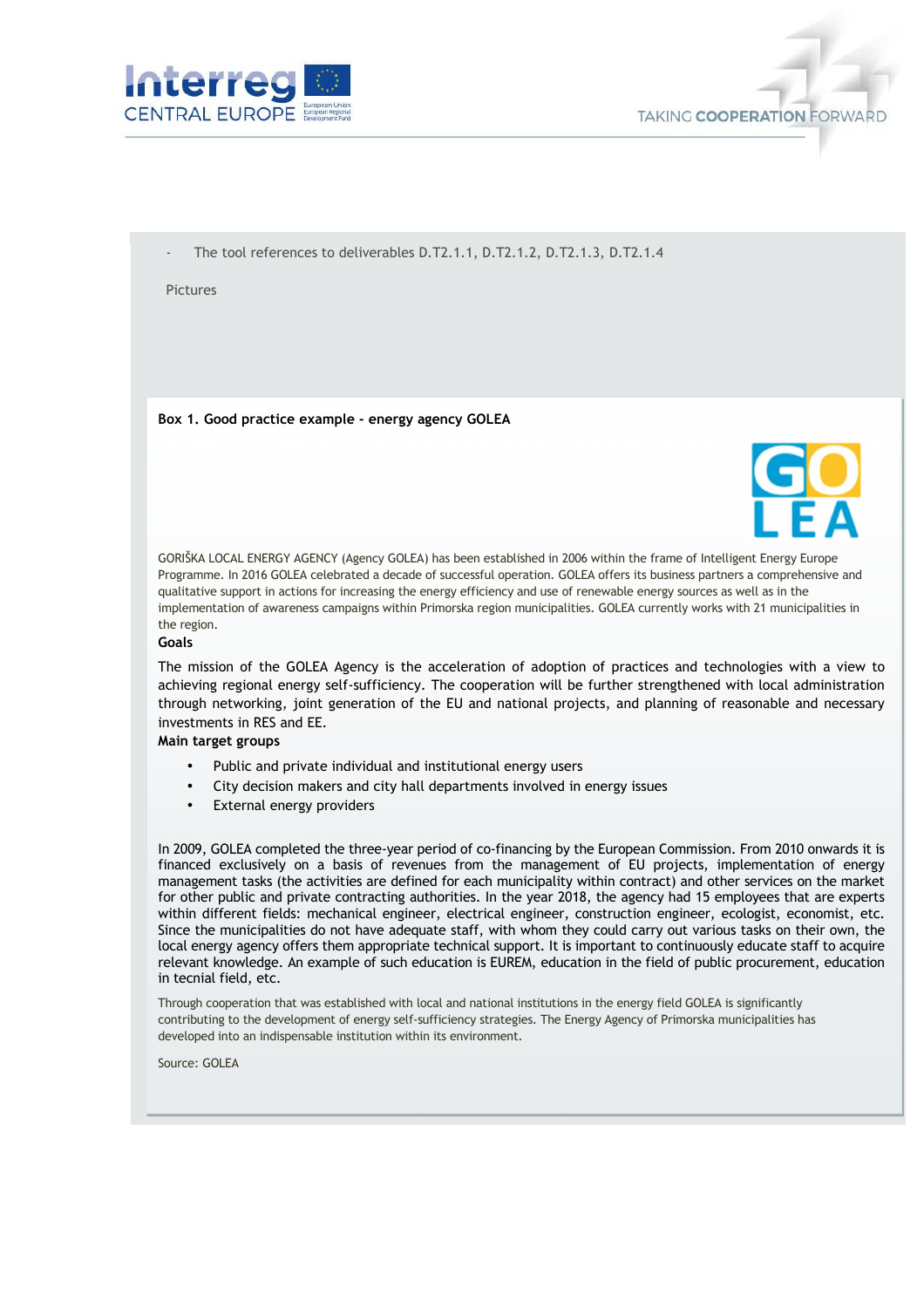- The tool references to deliverables D.T2.1.1, D.T2.1.2, D.T2.1.3, D.T2.1.4

Pictures

**Box 1. Good practice example - energy agency GOLEA**

GORIŠKA LOCAL ENERGY AGENCY (Agency GOLEA) has been established in 2006 within the frame of Intelligent Energy Europe Programme. In 2016 GOLEA celebrated a decade of successful operation. GOLEA offers its business partners a comprehensive and qualitative support in actions for increasing the energy efficiency and use of renewable energy sources as well as in the implementation of awareness campaigns within Primorska region municipalities. GOLEA currently works with 21 municipalities in the region.

**Goals**

The mission of the GOLEA Agency is the acceleration of adoption of practices and technologies with a view to achieving regional energy self-sufficiency. The cooperation will be further strengthened with local administration through networking, joint generation of the EU and national projects, and planning of reasonable and necessary investments in RES and EE.

**Main target groups**

- Public and private individual and institutional energy users
- City decision makers and city hall departments involved in energy issues
- External energy providers

In 2009, GOLEA completed the three-year period of co-financing by the European Commission. From 2010 onwards it is financed exclusively on a basis of revenues from the management of EU projects, implementation of energy management tasks (the activities are defined for each municipality within contract) and other services on the market for other public and private contracting authorities. In the year 2018, the agency had 15 employees that are experts within different fields: mechanical engineer, electrical engineer, construction engineer, ecologist, economist, etc. Since the municipalities do not have adequate staff, with whom they could carry out various tasks on their own, the local energy agency offers them appropriate technical support. It is important to continuously educate staff to acquire relevant knowledge. An example of such education is EUREM, education in the field of public procurement, education in tecnial field, etc.

Through cooperation that was established with local and national institutions in the energy field GOLEA is significantly contributing to the development of energy self-sufficiency strategies. The Energy Agency of Primorska municipalities has developed into an indispensable institution within its environment.

Source: GOLEA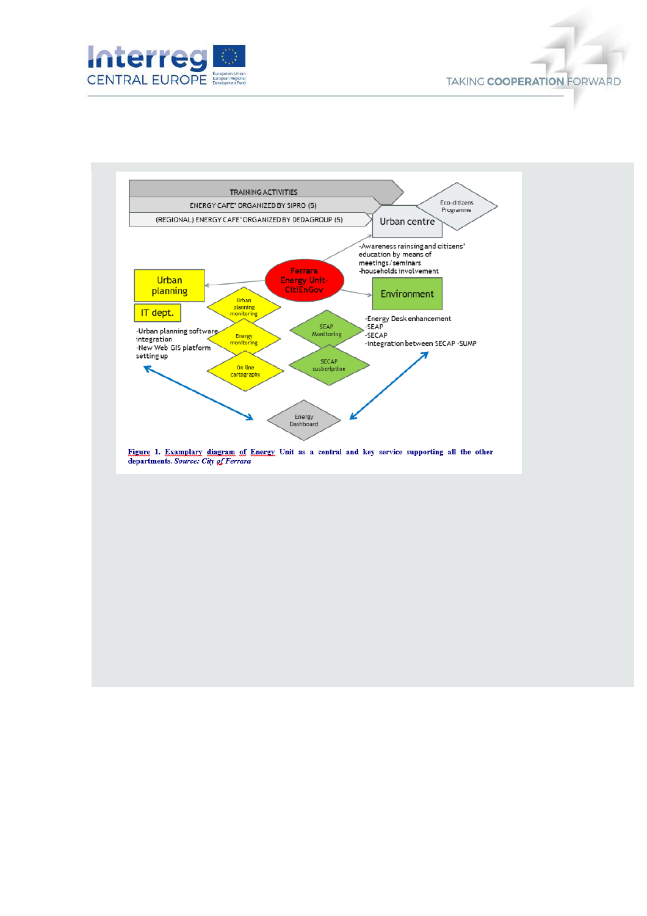TRAINING ACTIVITIES

ENERGY CAFE' ORGANIZED BY SIPRO (5)

(REGIONAL) ENERGY CAFE' ORGANIZED BY DEDAGROUP (5)

Eco-citizens Programme

Urban centre

- Awareness rainsing and citizens' education by means of meetings/seminars
- households involvement

Ferrara Energy Unit-CitiEnGov

Urban planning

IT dept.

- Urban planning software integration
- New Web GIS platform setting up

Urban planning monitoring

Energy monitoring

On line cartography

Environment

- Energy Desk enhancement
- SEAP
- SECAP
- integration between SECAP -SUMP

SEAP Monitoring

SECAP susbcription

Energy Dashboard

**Figure 1. Examplary diagram of Energy Unit as a central and key service supporting all the other departments.** *Source: City of Ferrara*